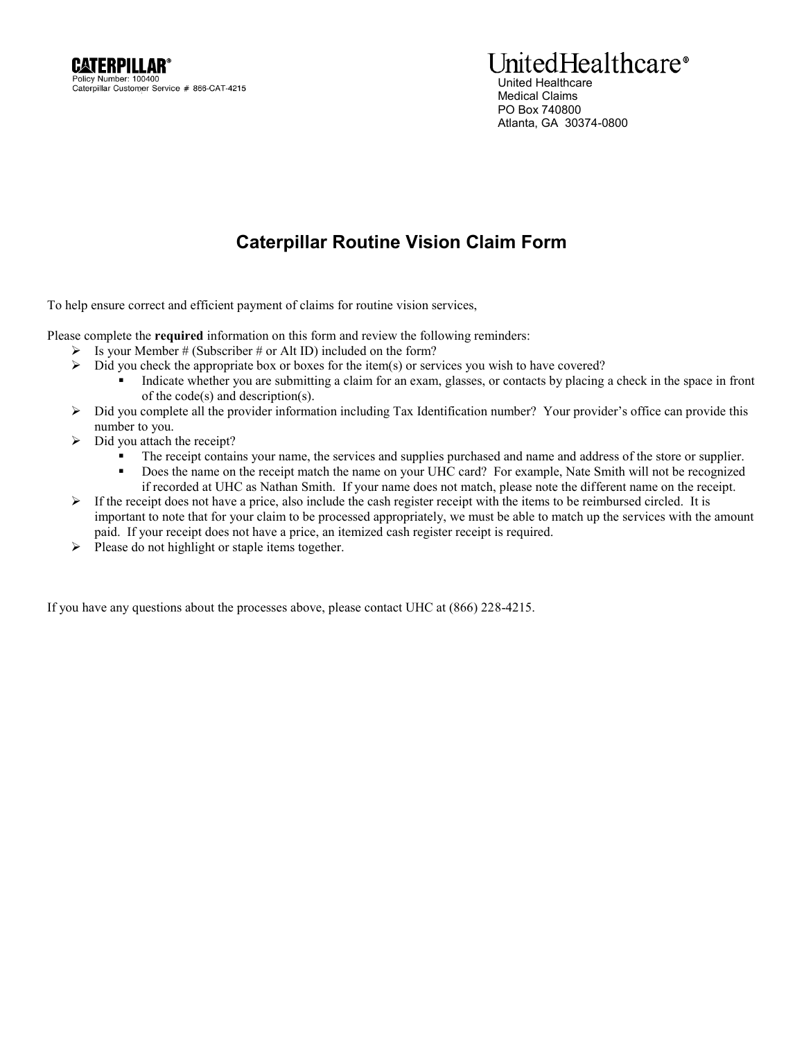**CATERPILLAR®**
Policy Number: 100400
Caterpillar Customer Service # 866-CAT-4215

**UnitedHealthcare®**
United Healthcare
Medical Claims
PO Box 740800
Atlanta, GA 30374-0800

# Caterpillar Routine Vision Claim Form

To help ensure correct and efficient payment of claims for routine vision services,

Please complete the **required** information on this form and review the following reminders:

- Is your Member # (Subscriber # or Alt ID) included on the form?
- Did you check the appropriate box or boxes for the item(s) or services you wish to have covered?
  - Indicate whether you are submitting a claim for an exam, glasses, or contacts by placing a check in the space in front of the code(s) and description(s).
- Did you complete all the provider information including Tax Identification number? Your provider's office can provide this number to you.
- Did you attach the receipt?
  - The receipt contains your name, the services and supplies purchased and name and address of the store or supplier.
  - Does the name on the receipt match the name on your UHC card? For example, Nate Smith will not be recognized if recorded at UHC as Nathan Smith. If your name does not match, please note the different name on the receipt.
- If the receipt does not have a price, also include the cash register receipt with the items to be reimbursed circled. It is important to note that for your claim to be processed appropriately, we must be able to match up the services with the amount paid. If your receipt does not have a price, an itemized cash register receipt is required.
- Please do not highlight or staple items together.

If you have any questions about the processes above, please contact UHC at (866) 228-4215.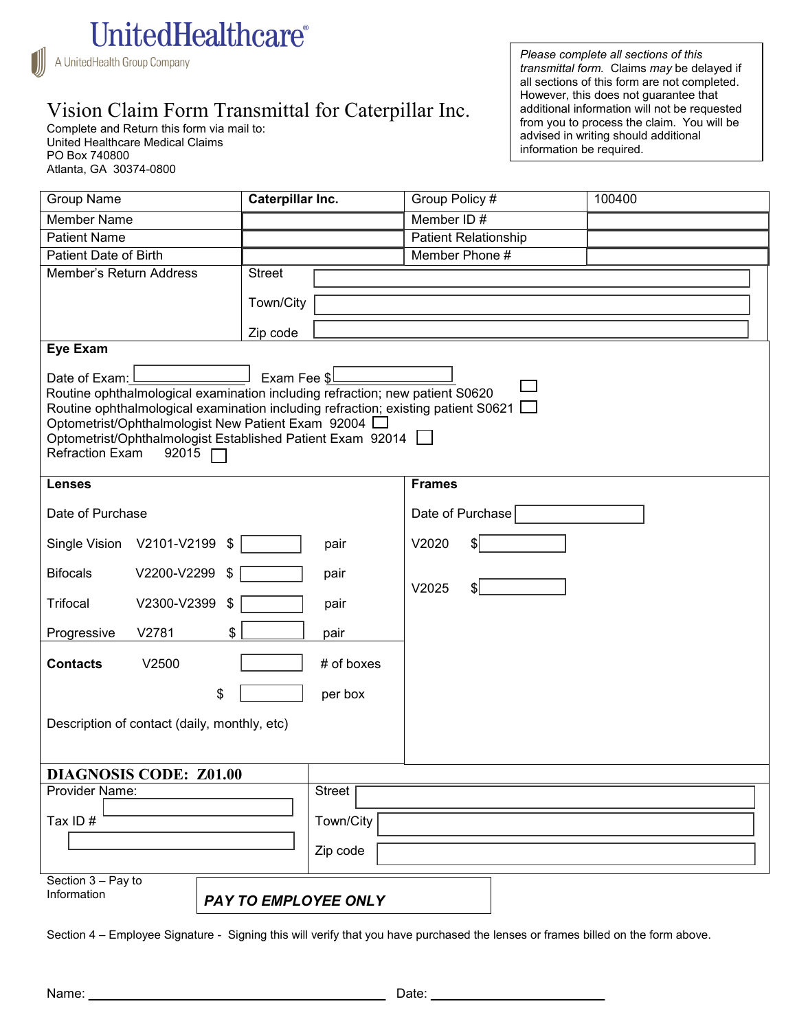UnitedHealthcare®
A UnitedHealth Group Company

# Vision Claim Form Transmittal for Caterpillar Inc.

Complete and Return this form via mail to:
United Healthcare Medical Claims
PO Box 740800
Atlanta, GA 30374-0800

*Please complete all sections of this transmittal form.* Claims *may* be delayed if all sections of this form are not completed. However, this does not guarantee that additional information will not be requested from you to process the claim. You will be advised in writing should additional information be required.

| | | | |
|---|---|---|---|
| Group Name | **Caterpillar Inc.** | Group Policy # | 100400 |
| Member Name | | Member ID # | |
| Patient Name | | Patient Relationship | |
| Patient Date of Birth | | Member Phone # | |

Member's Return Address

Street

Town/City

Zip code

**Eye Exam**

Date of Exam: Exam Fee $

Routine ophthalmological examination including refraction; new patient S0620 ☐

Routine ophthalmological examination including refraction; existing patient S0621 ☐

Optometrist/Ophthalmologist New Patient Exam 92004 ☐

Optometrist/Ophthalmologist Established Patient Exam 92014 ☐

Refraction Exam 92015 ☐

**Lenses**

Date of Purchase

| | | | |
|---|---|---|---|
| Single Vision | V2101-V2199 | $ | pair |
| Bifocals | V2200-V2299 | $ | pair |
| Trifocal | V2300-V2399 | $ | pair |
| Progressive | V2781 | $ | pair |

**Contacts** V2500 # of boxes

$ per box

Description of contact (daily, monthly, etc)

**Frames**

Date of Purchase

V2020 $

V2025 $

**DIAGNOSIS CODE: Z01.00**

Provider Name:

Tax ID #

Street

Town/City

Zip code

Section 3 – Pay to Information

***PAY TO EMPLOYEE ONLY***

Section 4 – Employee Signature - Signing this will verify that you have purchased the lenses or frames billed on the form above.

Name: \_\_\_\_\_\_\_\_\_\_\_\_\_\_\_\_\_\_\_\_\_\_\_\_\_\_\_\_\_\_\_\_ Date: \_\_\_\_\_\_\_\_\_\_\_\_\_\_\_\_\_\_\_\_